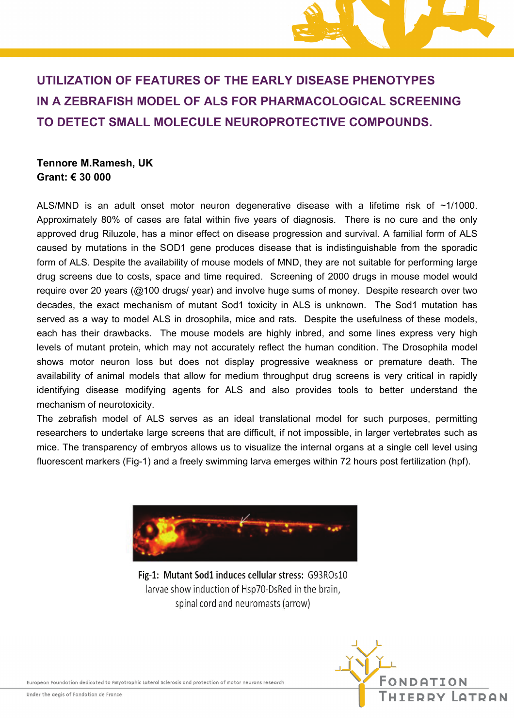# UTILIZATION OF FEATURES OF THE EARLY DISEASE PHENOTYPES IN A ZEBRAFISH MODEL OF ALS FOR PHARMACOLOGICAL SCREENING TO DETECT SMALL MOLECULE NEUROPROTECTIVE COMPOUNDS.

**Tennore M.Ramesh, UK**
**Grant: € 30 000**

ALS/MND is an adult onset motor neuron degenerative disease with a lifetime risk of ~1/1000. Approximately 80% of cases are fatal within five years of diagnosis. There is no cure and the only approved drug Riluzole, has a minor effect on disease progression and survival. A familial form of ALS caused by mutations in the SOD1 gene produces disease that is indistinguishable from the sporadic form of ALS. Despite the availability of mouse models of MND, they are not suitable for performing large drug screens due to costs, space and time required. Screening of 2000 drugs in mouse model would require over 20 years (@100 drugs/ year) and involve huge sums of money. Despite research over two decades, the exact mechanism of mutant Sod1 toxicity in ALS is unknown. The Sod1 mutation has served as a way to model ALS in drosophila, mice and rats. Despite the usefulness of these models, each has their drawbacks. The mouse models are highly inbred, and some lines express very high levels of mutant protein, which may not accurately reflect the human condition. The Drosophila model shows motor neuron loss but does not display progressive weakness or premature death. The availability of animal models that allow for medium throughput drug screens is very critical in rapidly identifying disease modifying agents for ALS and also provides tools to better understand the mechanism of neurotoxicity.

The zebrafish model of ALS serves as an ideal translational model for such purposes, permitting researchers to undertake large screens that are difficult, if not impossible, in larger vertebrates such as mice. The transparency of embryos allows us to visualize the internal organs at a single cell level using fluorescent markers (Fig-1) and a freely swimming larva emerges within 72 hours post fertilization (hpf).

**Fig-1: Mutant Sod1 induces cellular stress:** G93ROs10 larvae show induction of Hsp70-DsRed in the brain, spinal cord and neuromasts (arrow)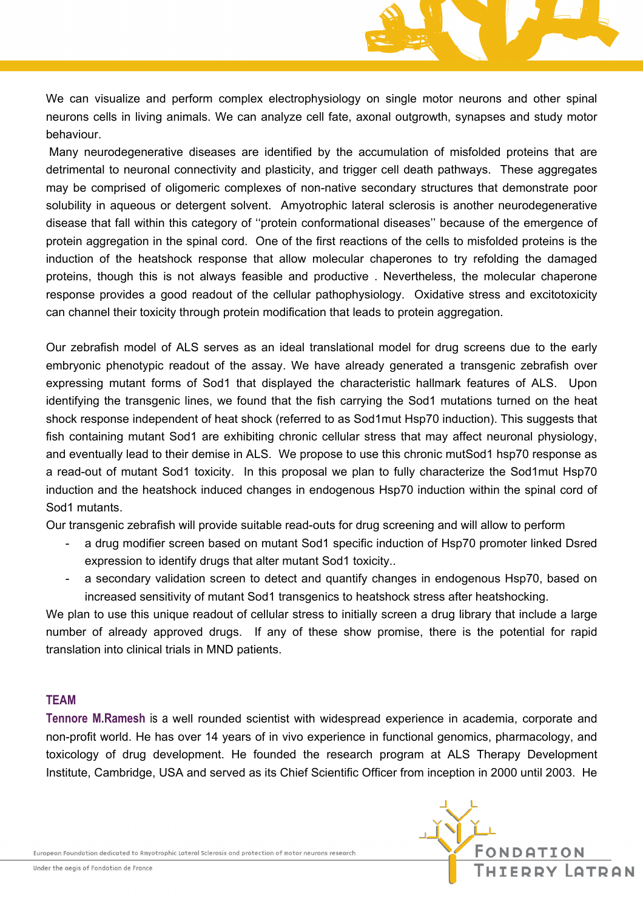We can visualize and perform complex electrophysiology on single motor neurons and other spinal neurons cells in living animals. We can analyze cell fate, axonal outgrowth, synapses and study motor behaviour.

Many neurodegenerative diseases are identified by the accumulation of misfolded proteins that are detrimental to neuronal connectivity and plasticity, and trigger cell death pathways. These aggregates may be comprised of oligomeric complexes of non-native secondary structures that demonstrate poor solubility in aqueous or detergent solvent. Amyotrophic lateral sclerosis is another neurodegenerative disease that fall within this category of ''protein conformational diseases'' because of the emergence of protein aggregation in the spinal cord. One of the first reactions of the cells to misfolded proteins is the induction of the heatshock response that allow molecular chaperones to try refolding the damaged proteins, though this is not always feasible and productive . Nevertheless, the molecular chaperone response provides a good readout of the cellular pathophysiology. Oxidative stress and excitotoxicity can channel their toxicity through protein modification that leads to protein aggregation.

Our zebrafish model of ALS serves as an ideal translational model for drug screens due to the early embryonic phenotypic readout of the assay. We have already generated a transgenic zebrafish over expressing mutant forms of Sod1 that displayed the characteristic hallmark features of ALS. Upon identifying the transgenic lines, we found that the fish carrying the Sod1 mutations turned on the heat shock response independent of heat shock (referred to as Sod1mut Hsp70 induction). This suggests that fish containing mutant Sod1 are exhibiting chronic cellular stress that may affect neuronal physiology, and eventually lead to their demise in ALS. We propose to use this chronic mutSod1 hsp70 response as a read-out of mutant Sod1 toxicity. In this proposal we plan to fully characterize the Sod1mut Hsp70 induction and the heatshock induced changes in endogenous Hsp70 induction within the spinal cord of Sod1 mutants.

Our transgenic zebrafish will provide suitable read-outs for drug screening and will allow to perform

- a drug modifier screen based on mutant Sod1 specific induction of Hsp70 promoter linked Dsred expression to identify drugs that alter mutant Sod1 toxicity..
- a secondary validation screen to detect and quantify changes in endogenous Hsp70, based on increased sensitivity of mutant Sod1 transgenics to heatshock stress after heatshocking.

We plan to use this unique readout of cellular stress to initially screen a drug library that include a large number of already approved drugs. If any of these show promise, there is the potential for rapid translation into clinical trials in MND patients.

## TEAM

**Tennore M.Ramesh** is a well rounded scientist with widespread experience in academia, corporate and non-profit world. He has over 14 years of in vivo experience in functional genomics, pharmacology, and toxicology of drug development. He founded the research program at ALS Therapy Development Institute, Cambridge, USA and served as its Chief Scientific Officer from inception in 2000 until 2003. He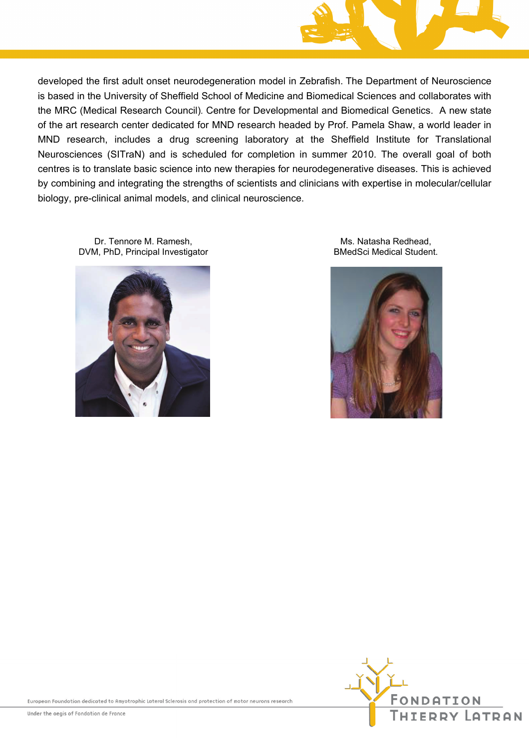developed the first adult onset neurodegeneration model in Zebrafish. The Department of Neuroscience is based in the University of Sheffield School of Medicine and Biomedical Sciences and collaborates with the MRC (Medical Research Council). Centre for Developmental and Biomedical Genetics. A new state of the art research center dedicated for MND research headed by Prof. Pamela Shaw, a world leader in MND research, includes a drug screening laboratory at the Sheffield Institute for Translational Neurosciences (SITraN) and is scheduled for completion in summer 2010. The overall goal of both centres is to translate basic science into new therapies for neurodegenerative diseases. This is achieved by combining and integrating the strengths of scientists and clinicians with expertise in molecular/cellular biology, pre-clinical animal models, and clinical neuroscience.

Dr. Tennore M. Ramesh,
DVM, PhD, Principal Investigator

Ms. Natasha Redhead,
BMedSci Medical Student.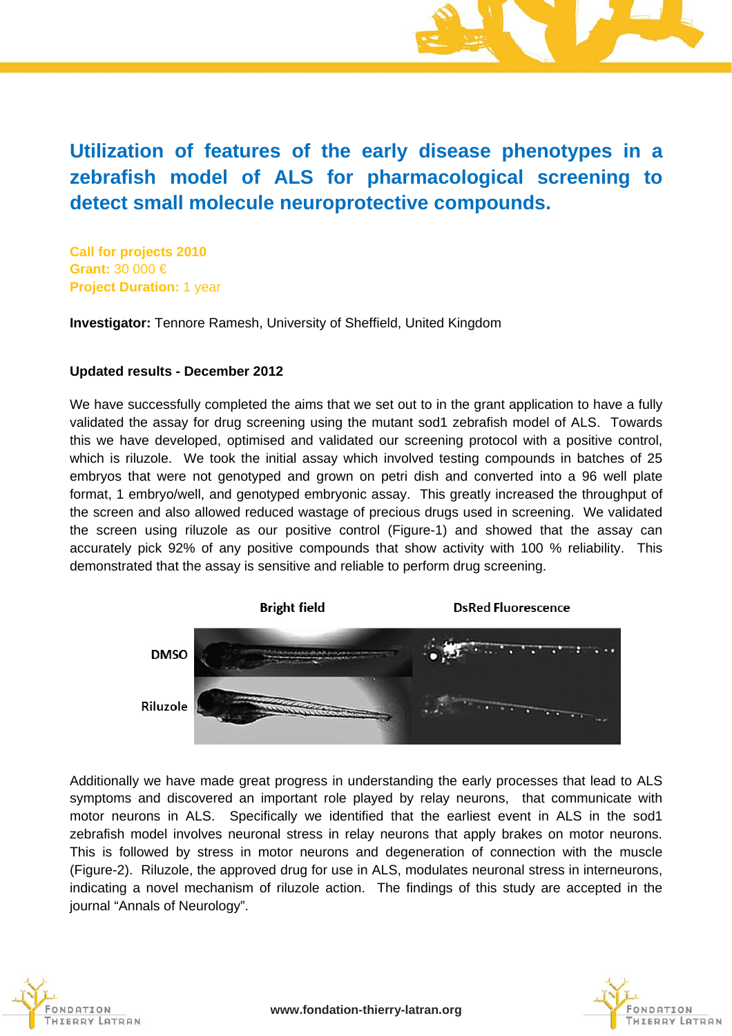# Utilization of features of the early disease phenotypes in a zebrafish model of ALS for pharmacological screening to detect small molecule neuroprotective compounds.

**Call for projects 2010**
**Grant:** 30 000 €
**Project Duration:** 1 year

**Investigator:** Tennore Ramesh, University of Sheffield, United Kingdom

**Updated results - December 2012**

We have successfully completed the aims that we set out to in the grant application to have a fully validated the assay for drug screening using the mutant sod1 zebrafish model of ALS. Towards this we have developed, optimised and validated our screening protocol with a positive control, which is riluzole. We took the initial assay which involved testing compounds in batches of 25 embryos that were not genotyped and grown on petri dish and converted into a 96 well plate format, 1 embryo/well, and genotyped embryonic assay. This greatly increased the throughput of the screen and also allowed reduced wastage of precious drugs used in screening. We validated the screen using riluzole as our positive control (Figure-1) and showed that the assay can accurately pick 92% of any positive compounds that show activity with 100 % reliability. This demonstrated that the assay is sensitive and reliable to perform drug screening.

Bright field

DsRed Fluorescence

DMSO

Riluzole

Additionally we have made great progress in understanding the early processes that lead to ALS symptoms and discovered an important role played by relay neurons, that communicate with motor neurons in ALS. Specifically we identified that the earliest event in ALS in the sod1 zebrafish model involves neuronal stress in relay neurons that apply brakes on motor neurons. This is followed by stress in motor neurons and degeneration of connection with the muscle (Figure-2). Riluzole, the approved drug for use in ALS, modulates neuronal stress in interneurons, indicating a novel mechanism of riluzole action. The findings of this study are accepted in the journal "Annals of Neurology".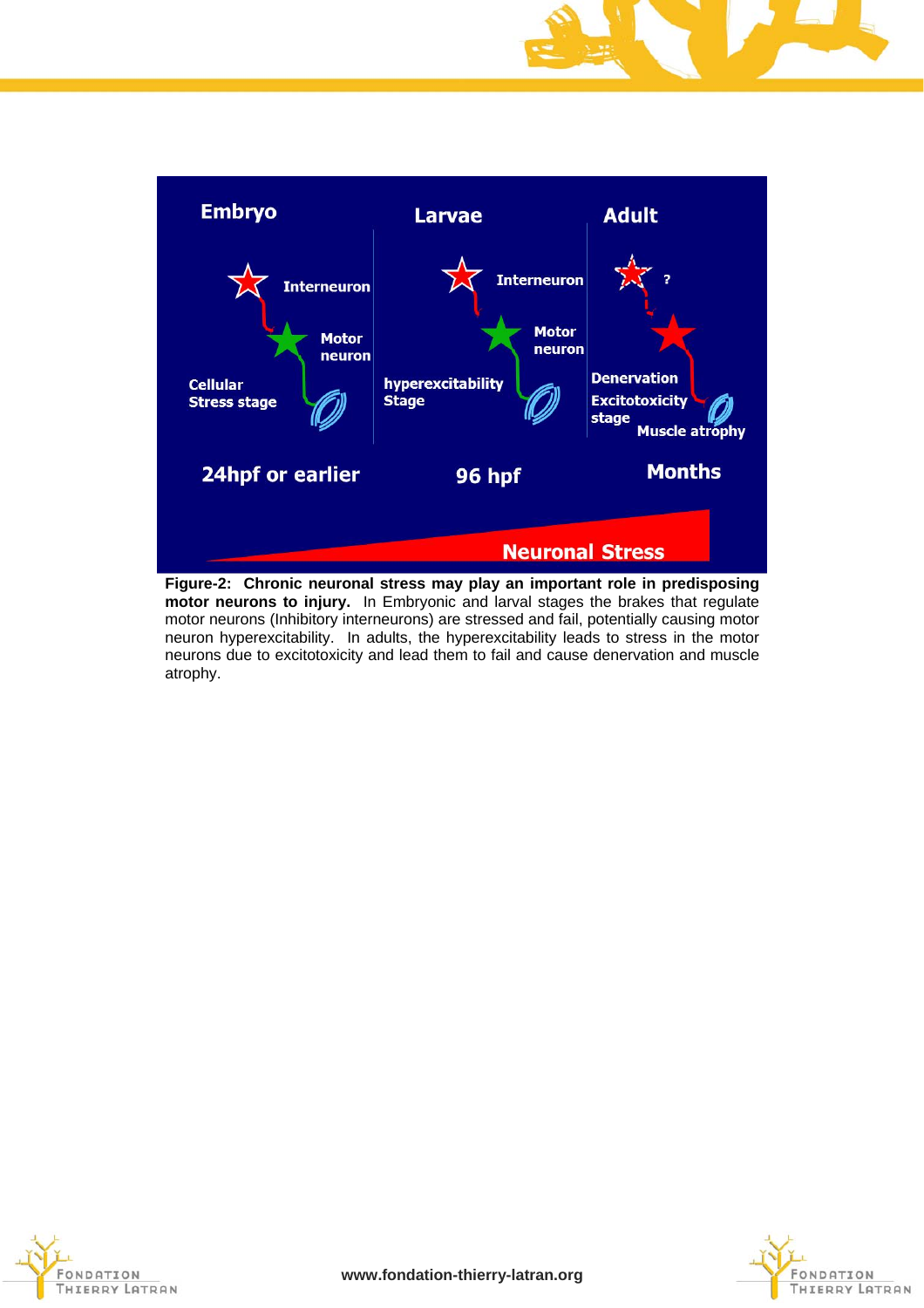Embryo

Interneuron

Motor neuron

Cellular Stress stage

24hpf or earlier

Larvae

Interneuron

Motor neuron

hyperexcitability Stage

96 hpf

Adult

?

Denervation

Excitotoxicity stage

Muscle atrophy

Months

Neuronal Stress

**Figure-2: Chronic neuronal stress may play an important role in predisposing motor neurons to injury.** In Embryonic and larval stages the brakes that regulate motor neurons (Inhibitory interneurons) are stressed and fail, potentially causing motor neuron hyperexcitability. In adults, the hyperexcitability leads to stress in the motor neurons due to excitotoxicity and lead them to fail and cause denervation and muscle atrophy.